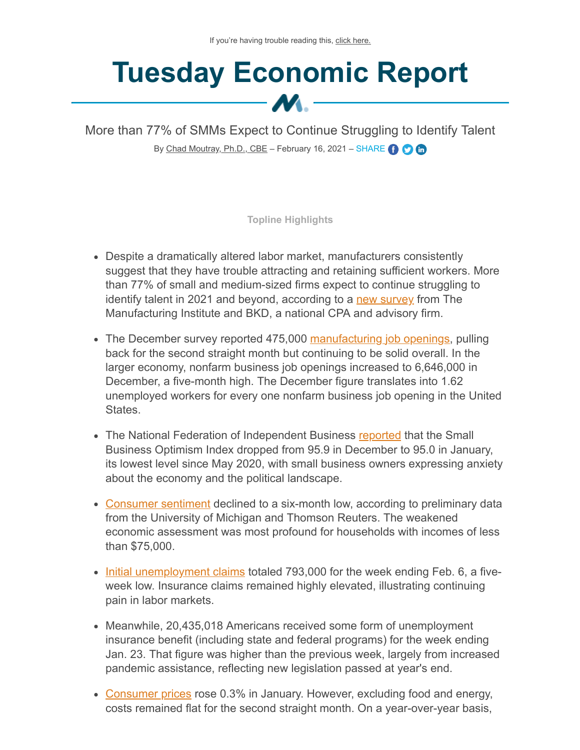If you're having trouble reading this, click here.

# Tuesday Economic Report

More than 77% of SMMs Expect to Continue Struggling to Identify Talent

By Chad Moutray, Ph.D., CBE – February 16, 2021 – SHARE

**Topline Highlights**

- Despite a dramatically altered labor market, manufacturers consistently suggest that they have trouble attracting and retaining sufficient workers. More than 77% of small and medium-sized firms expect to continue struggling to identify talent in 2021 and beyond, according to a new survey from The Manufacturing Institute and BKD, a national CPA and advisory firm.
- The December survey reported 475,000 manufacturing job openings, pulling back for the second straight month but continuing to be solid overall. In the larger economy, nonfarm business job openings increased to 6,646,000 in December, a five-month high. The December figure translates into 1.62 unemployed workers for every one nonfarm business job opening in the United States.
- The National Federation of Independent Business reported that the Small Business Optimism Index dropped from 95.9 in December to 95.0 in January, its lowest level since May 2020, with small business owners expressing anxiety about the economy and the political landscape.
- Consumer sentiment declined to a six-month low, according to preliminary data from the University of Michigan and Thomson Reuters. The weakened economic assessment was most profound for households with incomes of less than $75,000.
- Initial unemployment claims totaled 793,000 for the week ending Feb. 6, a five-week low. Insurance claims remained highly elevated, illustrating continuing pain in labor markets.
- Meanwhile, 20,435,018 Americans received some form of unemployment insurance benefit (including state and federal programs) for the week ending Jan. 23. That figure was higher than the previous week, largely from increased pandemic assistance, reflecting new legislation passed at year's end.
- Consumer prices rose 0.3% in January. However, excluding food and energy, costs remained flat for the second straight month. On a year-over-year basis,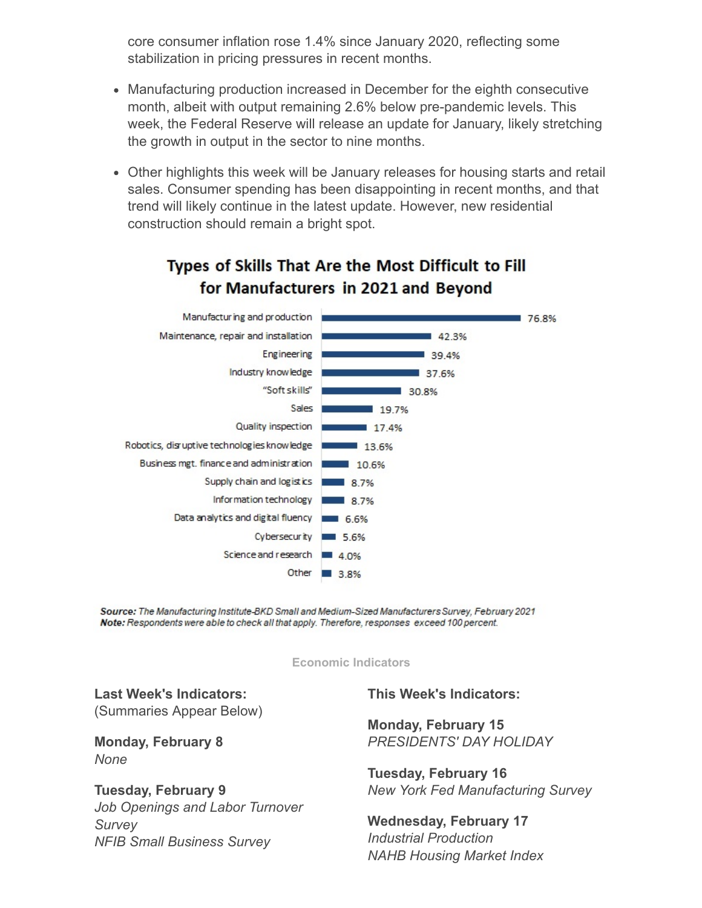core consumer inflation rose 1.4% since January 2020, reflecting some stabilization in pricing pressures in recent months.

- Manufacturing production increased in December for the eighth consecutive month, albeit with output remaining 2.6% below pre-pandemic levels. This week, the Federal Reserve will release an update for January, likely stretching the growth in output in the sector to nine months.
- Other highlights this week will be January releases for housing starts and retail sales. Consumer spending has been disappointing in recent months, and that trend will likely continue in the latest update. However, new residential construction should remain a bright spot.

**Types of Skills That Are the Most Difficult to Fill for Manufacturers in 2021 and Beyond**

| Skill | Percent |
| --- | --- |
| Manufacturing and production | 76.8% |
| Maintenance, repair and installation | 42.3% |
| Engineering | 39.4% |
| Industry knowledge | 37.6% |
| "Soft skills" | 30.8% |
| Sales | 19.7% |
| Quality inspection | 17.4% |
| Robotics, disruptive technologies knowledge | 13.6% |
| Business mgt. finance and administration | 10.6% |
| Supply chain and logistics | 8.7% |
| Information technology | 8.7% |
| Data analytics and digital fluency | 6.6% |
| Cybersecurity | 5.6% |
| Science and research | 4.0% |
| Other | 3.8% |

***Source:*** *The Manufacturing Institute-BKD Small and Medium-Sized Manufacturers Survey, February 2021*
***Note:*** *Respondents were able to check all that apply. Therefore, responses exceed 100 percent.*

## Economic Indicators

**Last Week's Indicators:**
(Summaries Appear Below)

**Monday, February 8**
*None*

**Tuesday, February 9**
*Job Openings and Labor Turnover Survey*
*NFIB Small Business Survey*

**This Week's Indicators:**

**Monday, February 15**
*PRESIDENTS' DAY HOLIDAY*

**Tuesday, February 16**
*New York Fed Manufacturing Survey*

**Wednesday, February 17**
*Industrial Production*
*NAHB Housing Market Index*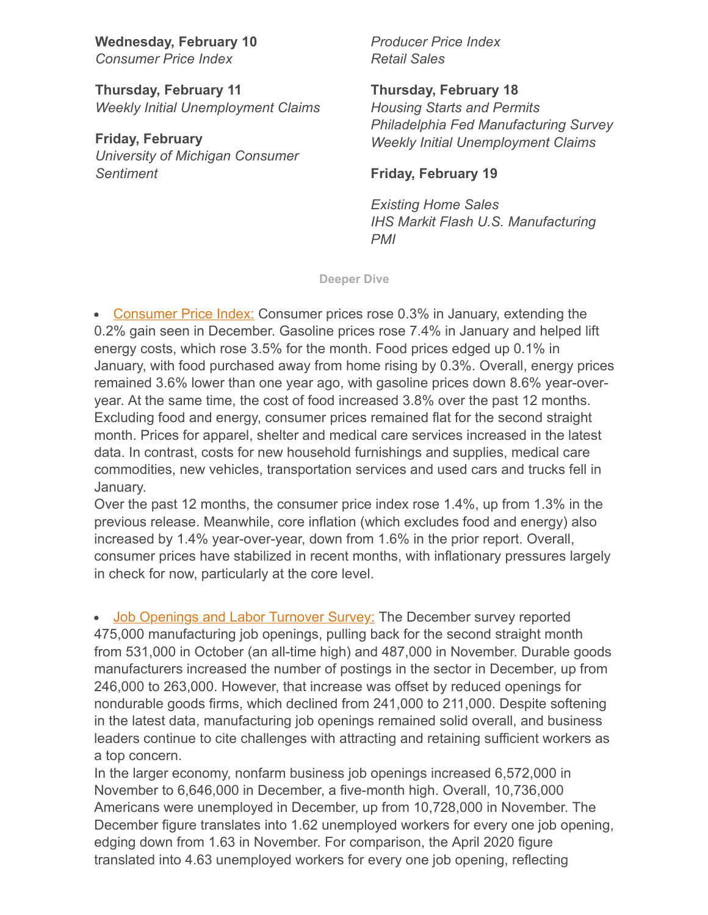**Wednesday, February 10**
*Consumer Price Index*

**Thursday, February 11**
*Weekly Initial Unemployment Claims*

**Friday, February**
*University of Michigan Consumer Sentiment*

*Producer Price Index*
*Retail Sales*

**Thursday, February 18**
*Housing Starts and Permits*
*Philadelphia Fed Manufacturing Survey*
*Weekly Initial Unemployment Claims*

**Friday, February 19**

*Existing Home Sales*
*IHS Markit Flash U.S. Manufacturing PMI*

**Deeper Dive**

- Consumer Price Index: Consumer prices rose 0.3% in January, extending the 0.2% gain seen in December. Gasoline prices rose 7.4% in January and helped lift energy costs, which rose 3.5% for the month. Food prices edged up 0.1% in January, with food purchased away from home rising by 0.3%. Overall, energy prices remained 3.6% lower than one year ago, with gasoline prices down 8.6% year-over-year. At the same time, the cost of food increased 3.8% over the past 12 months. Excluding food and energy, consumer prices remained flat for the second straight month. Prices for apparel, shelter and medical care services increased in the latest data. In contrast, costs for new household furnishings and supplies, medical care commodities, new vehicles, transportation services and used cars and trucks fell in January.
Over the past 12 months, the consumer price index rose 1.4%, up from 1.3% in the previous release. Meanwhile, core inflation (which excludes food and energy) also increased by 1.4% year-over-year, down from 1.6% in the prior report. Overall, consumer prices have stabilized in recent months, with inflationary pressures largely in check for now, particularly at the core level.

- Job Openings and Labor Turnover Survey: The December survey reported 475,000 manufacturing job openings, pulling back for the second straight month from 531,000 in October (an all-time high) and 487,000 in November. Durable goods manufacturers increased the number of postings in the sector in December, up from 246,000 to 263,000. However, that increase was offset by reduced openings for nondurable goods firms, which declined from 241,000 to 211,000. Despite softening in the latest data, manufacturing job openings remained solid overall, and business leaders continue to cite challenges with attracting and retaining sufficient workers as a top concern.
In the larger economy, nonfarm business job openings increased 6,572,000 in November to 6,646,000 in December, a five-month high. Overall, 10,736,000 Americans were unemployed in December, up from 10,728,000 in November. The December figure translates into 1.62 unemployed workers for every one job opening, edging down from 1.63 in November. For comparison, the April 2020 figure translated into 4.63 unemployed workers for every one job opening, reflecting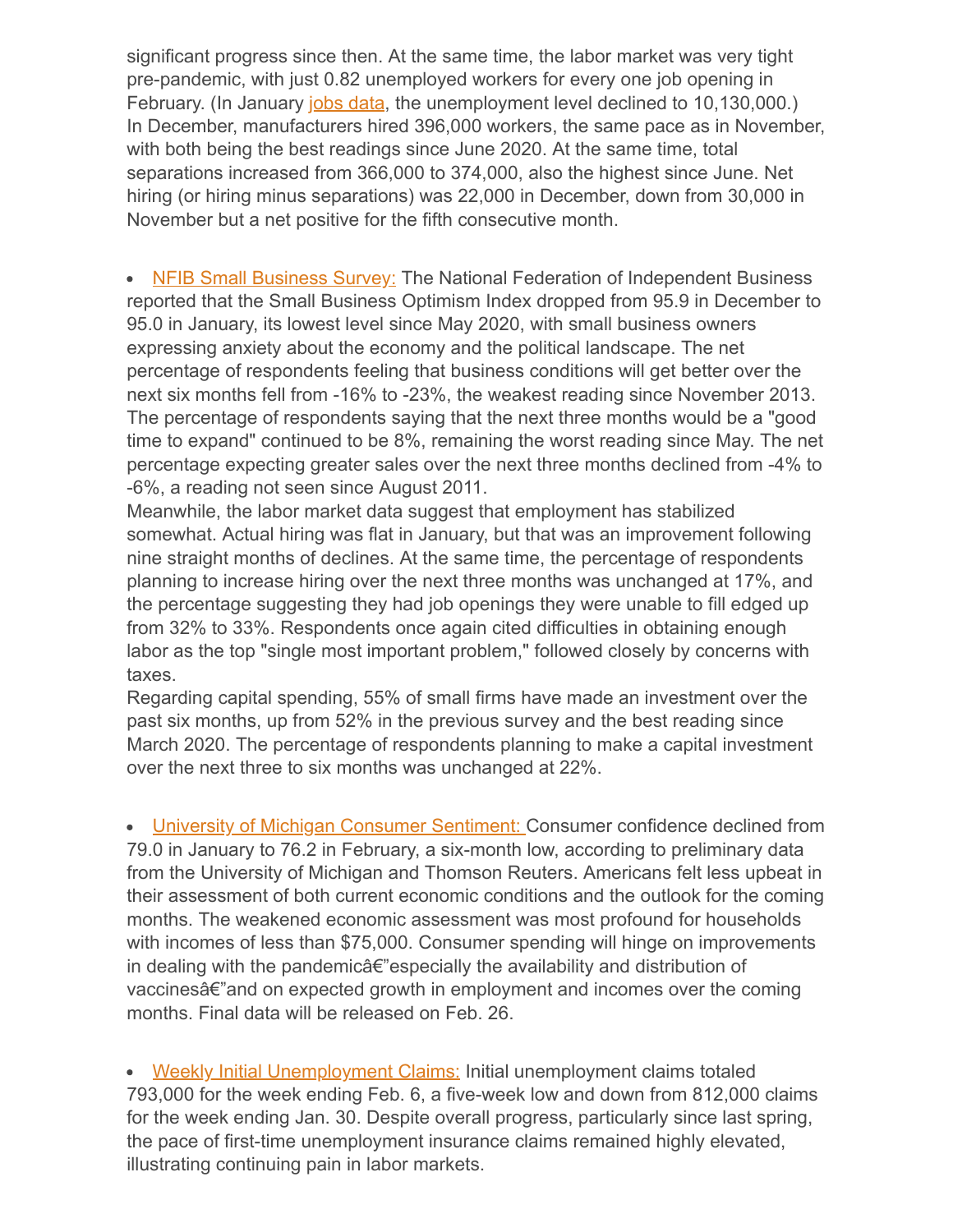significant progress since then. At the same time, the labor market was very tight pre-pandemic, with just 0.82 unemployed workers for every one job opening in February. (In January jobs data, the unemployment level declined to 10,130,000.) In December, manufacturers hired 396,000 workers, the same pace as in November, with both being the best readings since June 2020. At the same time, total separations increased from 366,000 to 374,000, also the highest since June. Net hiring (or hiring minus separations) was 22,000 in December, down from 30,000 in November but a net positive for the fifth consecutive month.

- NFIB Small Business Survey: The National Federation of Independent Business reported that the Small Business Optimism Index dropped from 95.9 in December to 95.0 in January, its lowest level since May 2020, with small business owners expressing anxiety about the economy and the political landscape. The net percentage of respondents feeling that business conditions will get better over the next six months fell from -16% to -23%, the weakest reading since November 2013. The percentage of respondents saying that the next three months would be a "good time to expand" continued to be 8%, remaining the worst reading since May. The net percentage expecting greater sales over the next three months declined from -4% to -6%, a reading not seen since August 2011.
Meanwhile, the labor market data suggest that employment has stabilized somewhat. Actual hiring was flat in January, but that was an improvement following nine straight months of declines. At the same time, the percentage of respondents planning to increase hiring over the next three months was unchanged at 17%, and the percentage suggesting they had job openings they were unable to fill edged up from 32% to 33%. Respondents once again cited difficulties in obtaining enough labor as the top "single most important problem," followed closely by concerns with taxes.
Regarding capital spending, 55% of small firms have made an investment over the past six months, up from 52% in the previous survey and the best reading since March 2020. The percentage of respondents planning to make a capital investment over the next three to six months was unchanged at 22%.

- University of Michigan Consumer Sentiment: Consumer confidence declined from 79.0 in January to 76.2 in February, a six-month low, according to preliminary data from the University of Michigan and Thomson Reuters. Americans felt less upbeat in their assessment of both current economic conditions and the outlook for the coming months. The weakened economic assessment was most profound for households with incomes of less than $75,000. Consumer spending will hinge on improvements in dealing with the pandemicâ€"especially the availability and distribution of vaccinesâ€"and on expected growth in employment and incomes over the coming months. Final data will be released on Feb. 26.

- Weekly Initial Unemployment Claims: Initial unemployment claims totaled 793,000 for the week ending Feb. 6, a five-week low and down from 812,000 claims for the week ending Jan. 30. Despite overall progress, particularly since last spring, the pace of first-time unemployment insurance claims remained highly elevated, illustrating continuing pain in labor markets.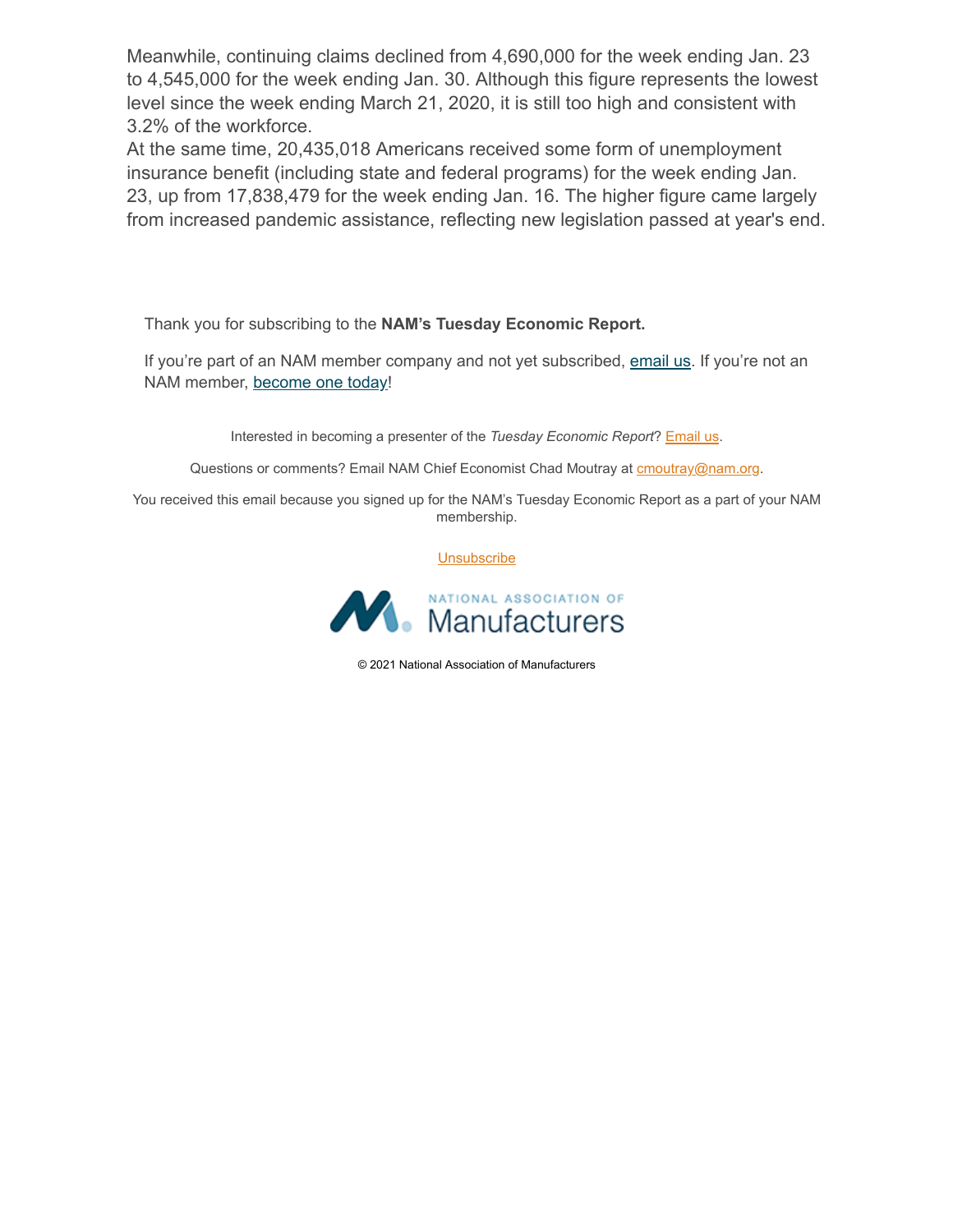Meanwhile, continuing claims declined from 4,690,000 for the week ending Jan. 23 to 4,545,000 for the week ending Jan. 30. Although this figure represents the lowest level since the week ending March 21, 2020, it is still too high and consistent with 3.2% of the workforce.

At the same time, 20,435,018 Americans received some form of unemployment insurance benefit (including state and federal programs) for the week ending Jan. 23, up from 17,838,479 for the week ending Jan. 16. The higher figure came largely from increased pandemic assistance, reflecting new legislation passed at year's end.

Thank you for subscribing to the **NAM's Tuesday Economic Report.**

If you're part of an NAM member company and not yet subscribed, email us. If you're not an NAM member, become one today!

Interested in becoming a presenter of the *Tuesday Economic Report*? Email us.

Questions or comments? Email NAM Chief Economist Chad Moutray at cmoutray@nam.org.

You received this email because you signed up for the NAM's Tuesday Economic Report as a part of your NAM membership.

Unsubscribe

NATIONAL ASSOCIATION OF Manufacturers

© 2021 National Association of Manufacturers